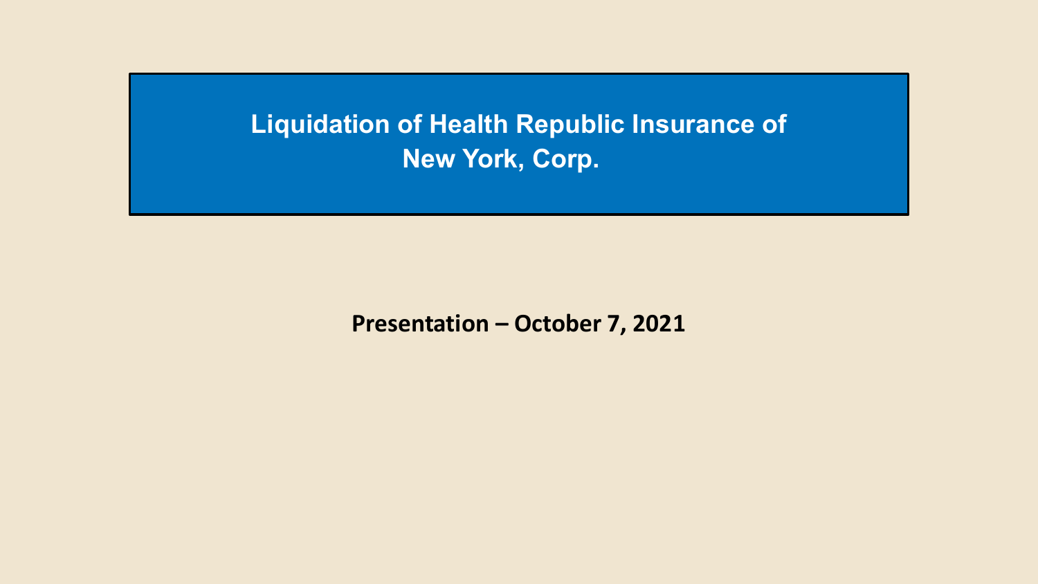# Liquidation of Health Republic Insurance of New York, Corp.

**Presentation – October 7, 2021**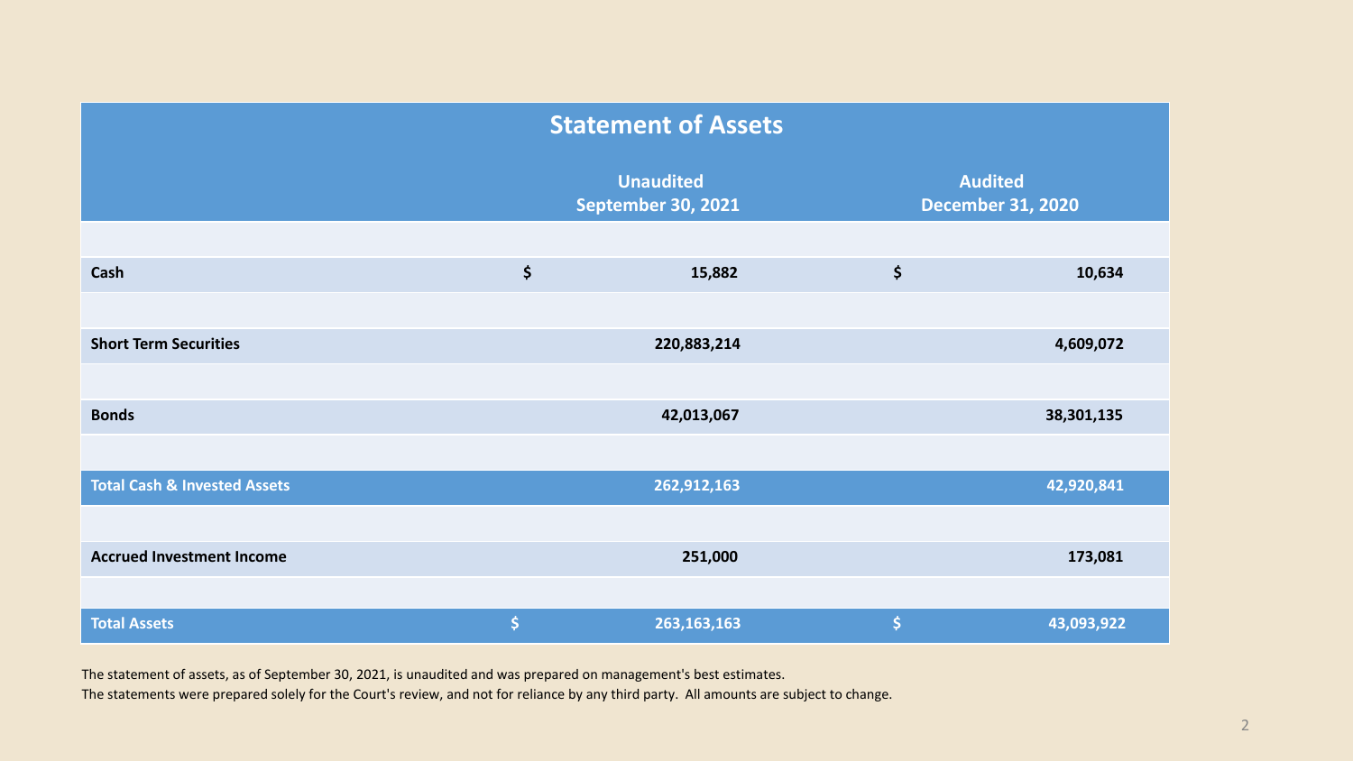## Statement of Assets

| | Unaudited<br>September 30, 2021 | Audited<br>December 31, 2020 |
|---|---|---|
| **Cash** | $ 15,882 | $ 10,634 |
| **Short Term Securities** | 220,883,214 | 4,609,072 |
| **Bonds** | 42,013,067 | 38,301,135 |
| **Total Cash & Invested Assets** | 262,912,163 | 42,920,841 |
| **Accrued Investment Income** | 251,000 | 173,081 |
| **Total Assets** | $ 263,163,163 | $ 43,093,922 |

The statement of assets, as of September 30, 2021, is unaudited and was prepared on management's best estimates.
The statements were prepared solely for the Court's review, and not for reliance by any third party. All amounts are subject to change.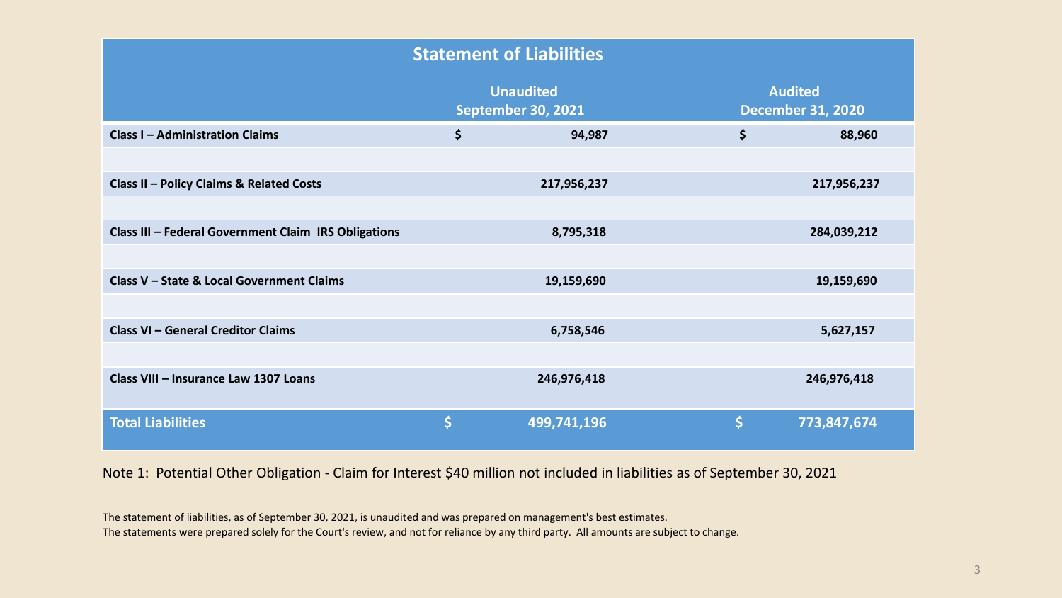## Statement of Liabilities

| | Unaudited September 30, 2021 | Audited December 31, 2020 |
|---|---|---|
| **Class I – Administration Claims** | **$ 94,987** | **$ 88,960** |
| **Class II – Policy Claims & Related Costs** | **217,956,237** | **217,956,237** |
| **Class III – Federal Government Claim IRS Obligations** | **8,795,318** | **284,039,212** |
| **Class V – State & Local Government Claims** | **19,159,690** | **19,159,690** |
| **Class VI – General Creditor Claims** | **6,758,546** | **5,627,157** |
| **Class VIII – Insurance Law 1307 Loans** | **246,976,418** | **246,976,418** |
| **Total Liabilities** | **$ 499,741,196** | **$ 773,847,674** |

Note 1: Potential Other Obligation - Claim for Interest $40 million not included in liabilities as of September 30, 2021

The statement of liabilities, as of September 30, 2021, is unaudited and was prepared on management's best estimates.
The statements were prepared solely for the Court's review, and not for reliance by any third party. All amounts are subject to change.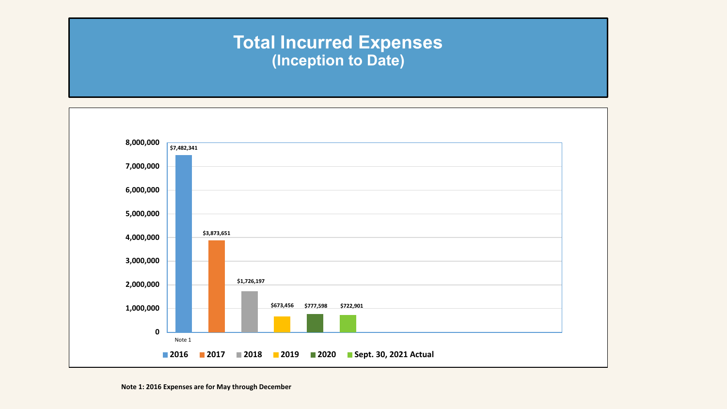# Total Incurred Expenses
## (Inception to Date)

8,000,000
7,000,000
6,000,000
5,000,000
4,000,000
3,000,000
2,000,000
1,000,000
0

$7,482,341
$3,873,651
$1,726,197
$673,456
$777,598
$722,901

Note 1

2016
2017
2018
2019
2020
Sept. 30, 2021 Actual

**Note 1: 2016 Expenses are for May through December**